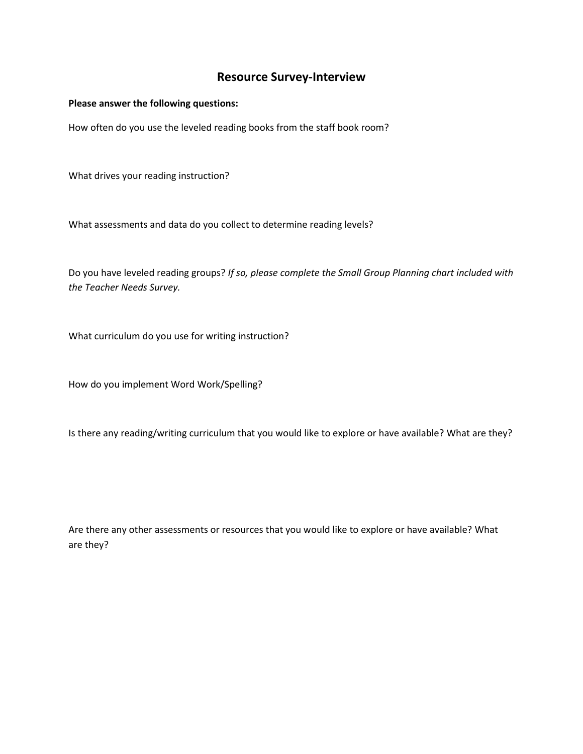# Resource Survey-Interview

**Please answer the following questions:**

How often do you use the leveled reading books from the staff book room?

What drives your reading instruction?

What assessments and data do you collect to determine reading levels?

Do you have leveled reading groups? *If so, please complete the Small Group Planning chart included with the Teacher Needs Survey.*

What curriculum do you use for writing instruction?

How do you implement Word Work/Spelling?

Is there any reading/writing curriculum that you would like to explore or have available? What are they?

Are there any other assessments or resources that you would like to explore or have available? What are they?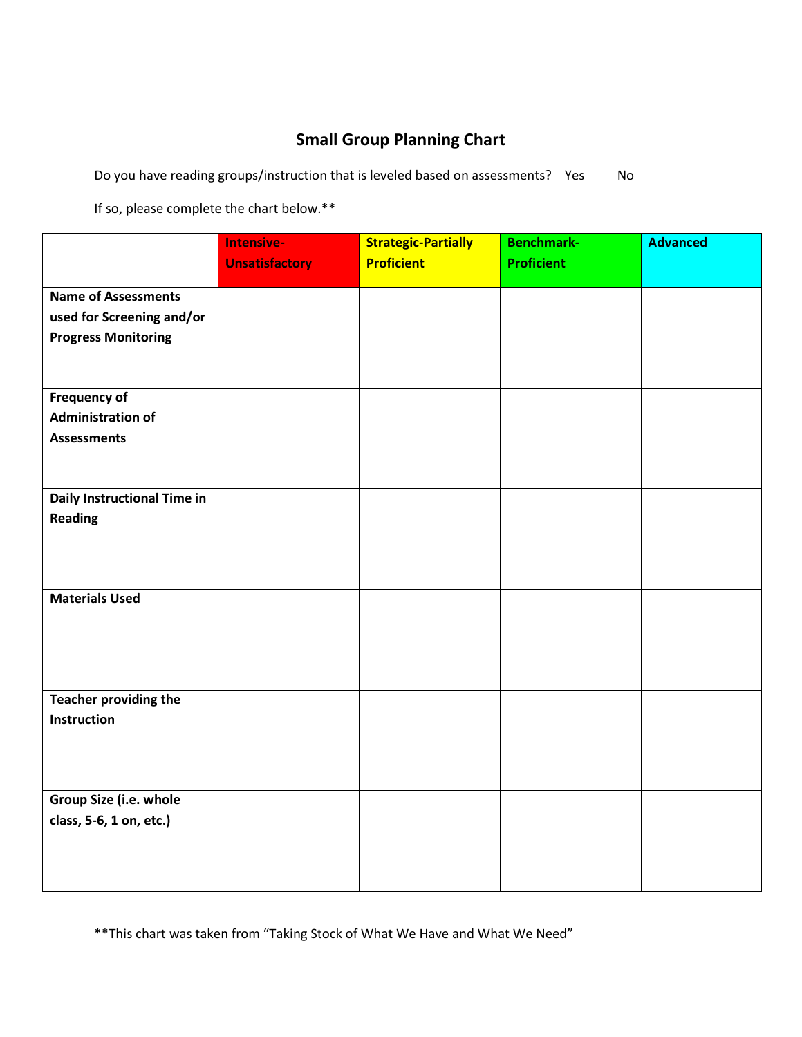# Small Group Planning Chart

Do you have reading groups/instruction that is leveled based on assessments?    Yes        No

If so, please complete the chart below.**

| | Intensive-Unsatisfactory | Strategic-Partially Proficient | Benchmark-Proficient | Advanced |
|---|---|---|---|---|
| **Name of Assessments used for Screening and/or Progress Monitoring** | | | | |
| **Frequency of Administration of Assessments** | | | | |
| **Daily Instructional Time in Reading** | | | | |
| **Materials Used** | | | | |
| **Teacher providing the Instruction** | | | | |
| **Group Size (i.e. whole class, 5-6, 1 on, etc.)** | | | | |

**This chart was taken from “Taking Stock of What We Have and What We Need”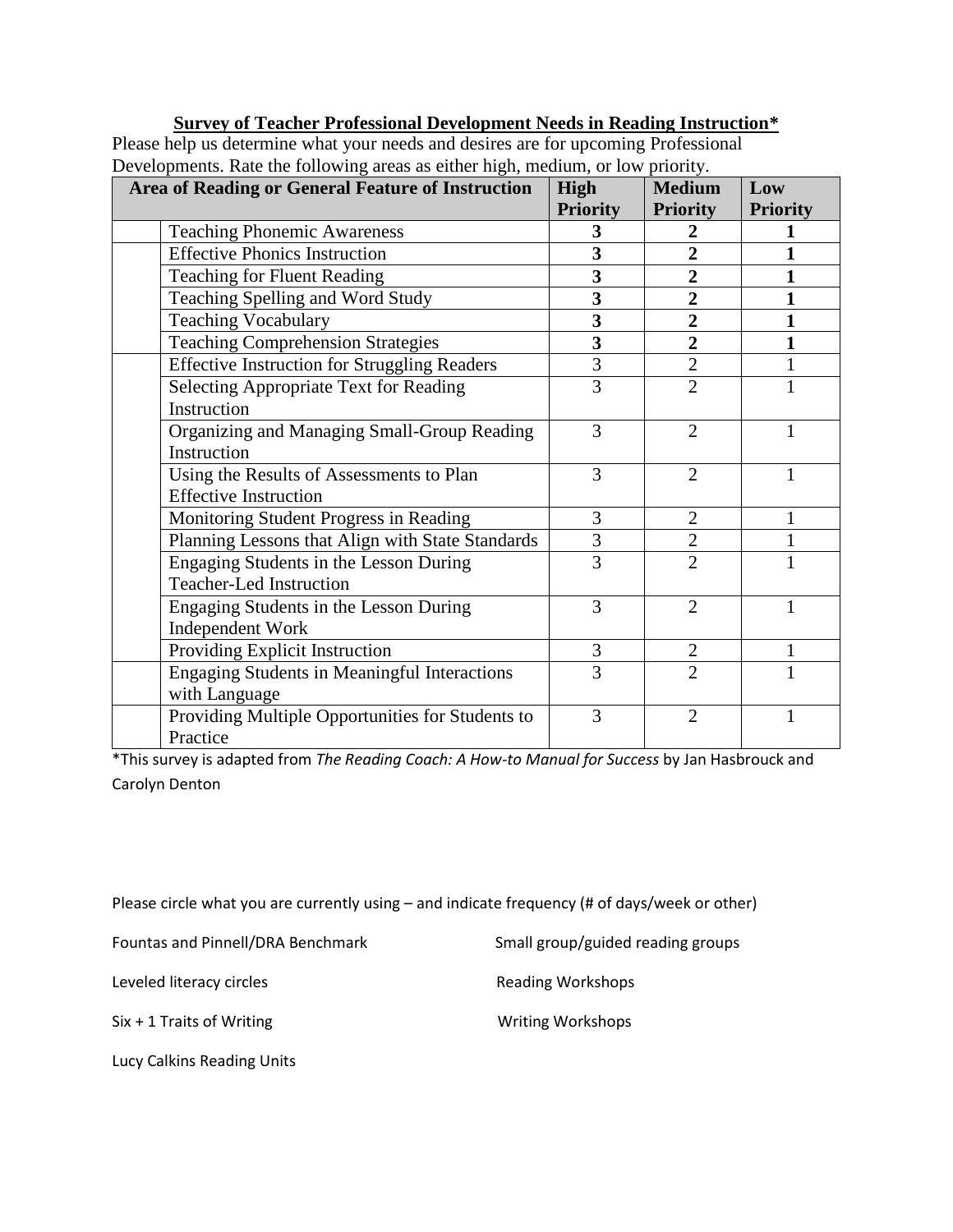## Survey of Teacher Professional Development Needs in Reading Instruction*

Please help us determine what your needs and desires are for upcoming Professional Developments. Rate the following areas as either high, medium, or low priority.

| Area of Reading or General Feature of Instruction | | High Priority | Medium Priority | Low Priority |
|---|---|---|---|---|
| | Teaching Phonemic Awareness | **3** | **2** | **1** |
| | Effective Phonics Instruction | **3** | **2** | **1** |
| | Teaching for Fluent Reading | **3** | **2** | **1** |
| | Teaching Spelling and Word Study | **3** | **2** | **1** |
| | Teaching Vocabulary | **3** | **2** | **1** |
| | Teaching Comprehension Strategies | **3** | **2** | **1** |
| | Effective Instruction for Struggling Readers | 3 | 2 | 1 |
| | Selecting Appropriate Text for Reading Instruction | 3 | 2 | 1 |
| | Organizing and Managing Small-Group Reading Instruction | 3 | 2 | 1 |
| | Using the Results of Assessments to Plan Effective Instruction | 3 | 2 | 1 |
| | Monitoring Student Progress in Reading | 3 | 2 | 1 |
| | Planning Lessons that Align with State Standards | 3 | 2 | 1 |
| | Engaging Students in the Lesson During Teacher-Led Instruction | 3 | 2 | 1 |
| | Engaging Students in the Lesson During Independent Work | 3 | 2 | 1 |
| | Providing Explicit Instruction | 3 | 2 | 1 |
| | Engaging Students in Meaningful Interactions with Language | 3 | 2 | 1 |
| | Providing Multiple Opportunities for Students to Practice | 3 | 2 | 1 |

*This survey is adapted from *The Reading Coach: A How-to Manual for Success* by Jan Hasbrouck and Carolyn Denton

Please circle what you are currently using – and indicate frequency (# of days/week or other)

Fountas and Pinnell/DRA Benchmark

Small group/guided reading groups

Leveled literacy circles

Reading Workshops

Six + 1 Traits of Writing

Writing Workshops

Lucy Calkins Reading Units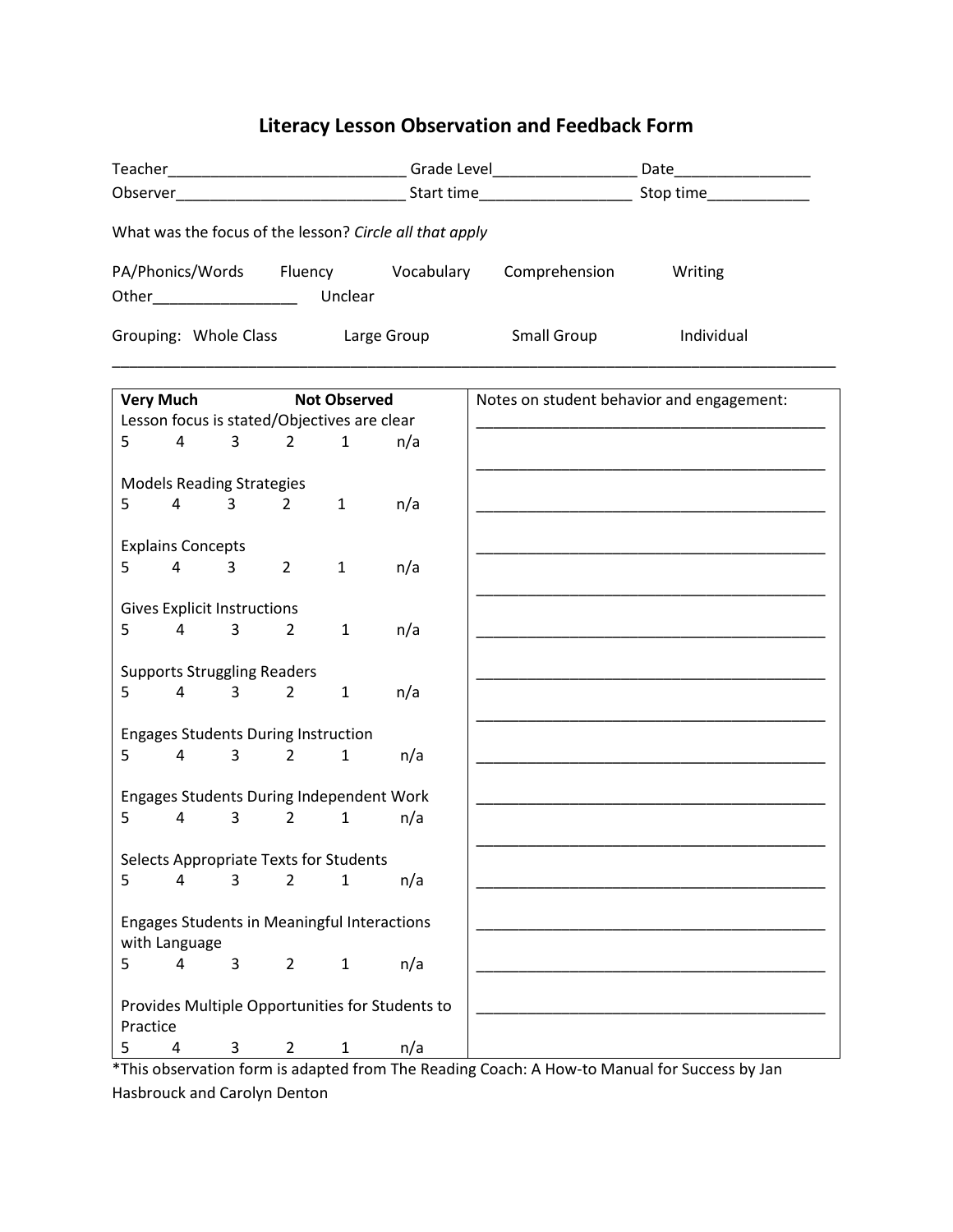# Literacy Lesson Observation and Feedback Form

Teacher____________________________ Grade Level________________ Date________________

Observer___________________________ Start time_________________ Stop time____________

What was the focus of the lesson? *Circle all that apply*

PA/Phonics/Words    Fluency    Vocabulary    Comprehension    Writing

Other_________________    Unclear

Grouping:  Whole Class    Large Group    Small Group    Individual

---

| **Very Much** &nbsp;&nbsp;&nbsp;&nbsp;&nbsp;&nbsp;&nbsp;&nbsp; **Not Observed** | Notes on student behavior and engagement: |
|---|---|
| Lesson focus is stated/Objectives are clear<br>5 &nbsp; 4 &nbsp; 3 &nbsp; 2 &nbsp; 1 &nbsp; n/a | ____________________________________________<br>____________________________________________ |
| Models Reading Strategies<br>5 &nbsp; 4 &nbsp; 3 &nbsp; 2 &nbsp; 1 &nbsp; n/a | ____________________________________________<br>____________________________________________ |
| Explains Concepts<br>5 &nbsp; 4 &nbsp; 3 &nbsp; 2 &nbsp; 1 &nbsp; n/a | ____________________________________________ |
| Gives Explicit Instructions<br>5 &nbsp; 4 &nbsp; 3 &nbsp; 2 &nbsp; 1 &nbsp; n/a | ____________________________________________<br>____________________________________________ |
| Supports Struggling Readers<br>5 &nbsp; 4 &nbsp; 3 &nbsp; 2 &nbsp; 1 &nbsp; n/a | ____________________________________________<br>____________________________________________ |
| Engages Students During Instruction<br>5 &nbsp; 4 &nbsp; 3 &nbsp; 2 &nbsp; 1 &nbsp; n/a | ____________________________________________ |
| Engages Students During Independent Work<br>5 &nbsp; 4 &nbsp; 3 &nbsp; 2 &nbsp; 1 &nbsp; n/a | ____________________________________________<br>____________________________________________ |
| Selects Appropriate Texts for Students<br>5 &nbsp; 4 &nbsp; 3 &nbsp; 2 &nbsp; 1 &nbsp; n/a | ____________________________________________ |
| Engages Students in Meaningful Interactions with Language<br>5 &nbsp; 4 &nbsp; 3 &nbsp; 2 &nbsp; 1 &nbsp; n/a | ____________________________________________<br>____________________________________________ |
| Provides Multiple Opportunities for Students to Practice<br>5 &nbsp; 4 &nbsp; 3 &nbsp; 2 &nbsp; 1 &nbsp; n/a | ____________________________________________ |

*This observation form is adapted from The Reading Coach: A How-to Manual for Success by Jan Hasbrouck and Carolyn Denton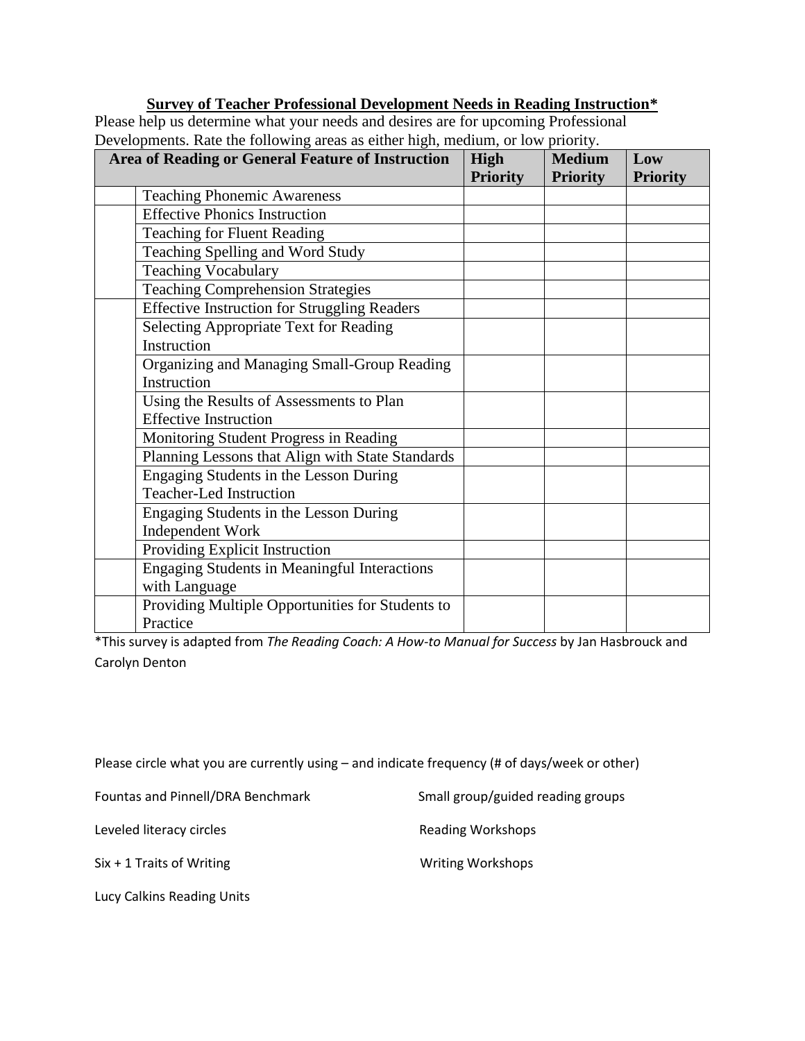**Survey of Teacher Professional Development Needs in Reading Instruction***

Please help us determine what your needs and desires are for upcoming Professional Developments. Rate the following areas as either high, medium, or low priority.

| Area of Reading or General Feature of Instruction | | High Priority | Medium Priority | Low Priority |
|---|---|---|---|---|
| | Teaching Phonemic Awareness | | | |
| | Effective Phonics Instruction | | | |
| | Teaching for Fluent Reading | | | |
| | Teaching Spelling and Word Study | | | |
| | Teaching Vocabulary | | | |
| | Teaching Comprehension Strategies | | | |
| | Effective Instruction for Struggling Readers | | | |
| | Selecting Appropriate Text for Reading Instruction | | | |
| | Organizing and Managing Small-Group Reading Instruction | | | |
| | Using the Results of Assessments to Plan Effective Instruction | | | |
| | Monitoring Student Progress in Reading | | | |
| | Planning Lessons that Align with State Standards | | | |
| | Engaging Students in the Lesson During Teacher-Led Instruction | | | |
| | Engaging Students in the Lesson During Independent Work | | | |
| | Providing Explicit Instruction | | | |
| | Engaging Students in Meaningful Interactions with Language | | | |
| | Providing Multiple Opportunities for Students to Practice | | | |

*This survey is adapted from *The Reading Coach: A How-to Manual for Success* by Jan Hasbrouck and Carolyn Denton

Please circle what you are currently using – and indicate frequency (# of days/week or other)

Fountas and Pinnell/DRA Benchmark

Leveled literacy circles

Six + 1 Traits of Writing

Lucy Calkins Reading Units

Small group/guided reading groups

Reading Workshops

Writing Workshops